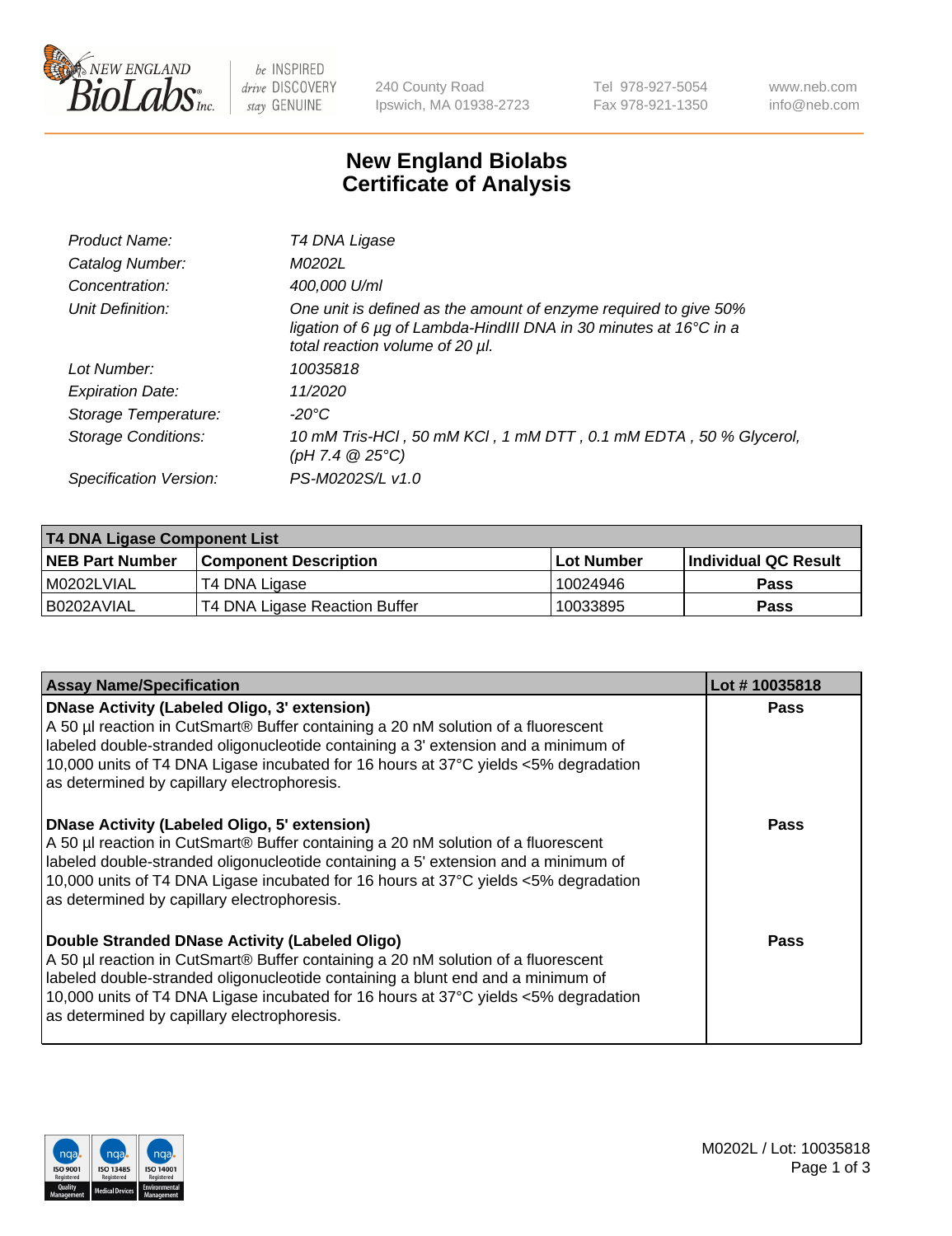New England BioLabs Inc. — be INSPIRED drive DISCOVERY stay GENUINE

240 County Road
Ipswich, MA 01938-2723

Tel 978-927-5054
Fax 978-921-1350

www.neb.com
info@neb.com

# New England Biolabs
# Certificate of Analysis

| | |
|---|---|
| *Product Name:* | *T4 DNA Ligase* |
| *Catalog Number:* | *M0202L* |
| *Concentration:* | *400,000 U/ml* |
| *Unit Definition:* | *One unit is defined as the amount of enzyme required to give 50% ligation of 6 µg of Lambda-HindIII DNA in 30 minutes at 16°C in a total reaction volume of 20 µl.* |
| *Lot Number:* | *10035818* |
| *Expiration Date:* | *11/2020* |
| *Storage Temperature:* | *-20°C* |
| *Storage Conditions:* | *10 mM Tris-HCl , 50 mM KCl , 1 mM DTT , 0.1 mM EDTA , 50 % Glycerol, (pH 7.4 @ 25°C)* |
| *Specification Version:* | *PS-M0202S/L v1.0* |

| **T4 DNA Ligase Component List** | | | |
|---|---|---|---|
| **NEB Part Number** | **Component Description** | **Lot Number** | **Individual QC Result** |
| M0202LVIAL | T4 DNA Ligase | 10024946 | **Pass** |
| B0202AVIAL | T4 DNA Ligase Reaction Buffer | 10033895 | **Pass** |

| **Assay Name/Specification** | **Lot # 10035818** |
|---|---|
| **DNase Activity (Labeled Oligo, 3' extension)** A 50 µl reaction in CutSmart® Buffer containing a 20 nM solution of a fluorescent labeled double-stranded oligonucleotide containing a 3' extension and a minimum of 10,000 units of T4 DNA Ligase incubated for 16 hours at 37°C yields <5% degradation as determined by capillary electrophoresis. | **Pass** |
| **DNase Activity (Labeled Oligo, 5' extension)** A 50 µl reaction in CutSmart® Buffer containing a 20 nM solution of a fluorescent labeled double-stranded oligonucleotide containing a 5' extension and a minimum of 10,000 units of T4 DNA Ligase incubated for 16 hours at 37°C yields <5% degradation as determined by capillary electrophoresis. | **Pass** |
| **Double Stranded DNase Activity (Labeled Oligo)** A 50 µl reaction in CutSmart® Buffer containing a 20 nM solution of a fluorescent labeled double-stranded oligonucleotide containing a blunt end and a minimum of 10,000 units of T4 DNA Ligase incubated for 16 hours at 37°C yields <5% degradation as determined by capillary electrophoresis. | **Pass** |

M0202L / Lot: 10035818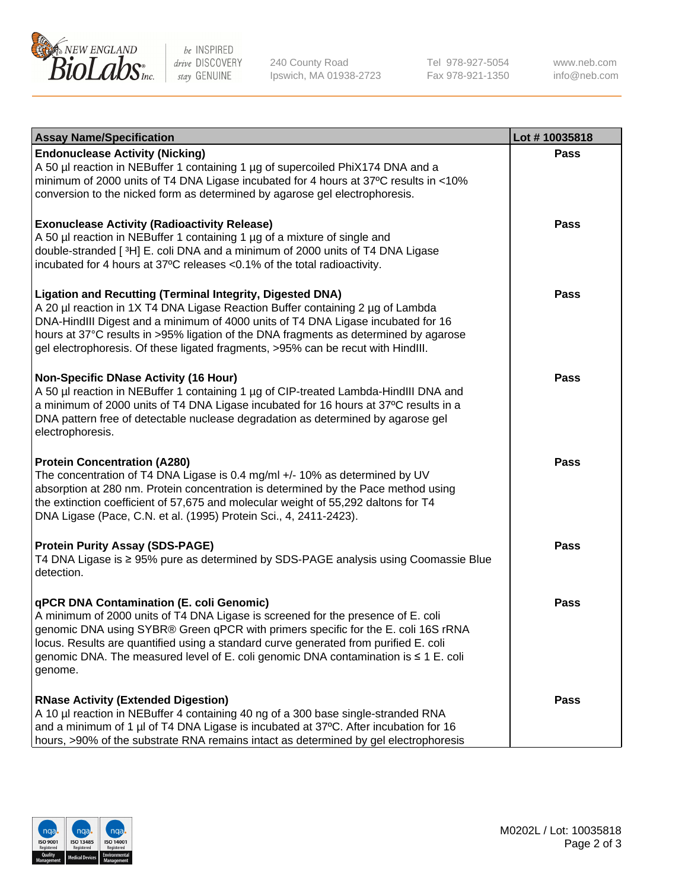| Assay Name/Specification | Lot # 10035818 |
|---|---|
| **Endonuclease Activity (Nicking)**<br>A 50 µl reaction in NEBuffer 1 containing 1 µg of supercoiled PhiX174 DNA and a minimum of 2000 units of T4 DNA Ligase incubated for 4 hours at 37ºC results in <10% conversion to the nicked form as determined by agarose gel electrophoresis. | Pass |
| **Exonuclease Activity (Radioactivity Release)**<br>A 50 µl reaction in NEBuffer 1 containing 1 µg of a mixture of single and double-stranded [ $^3$H] E. coli DNA and a minimum of 2000 units of T4 DNA Ligase incubated for 4 hours at 37ºC releases <0.1% of the total radioactivity. | Pass |
| **Ligation and Recutting (Terminal Integrity, Digested DNA)**<br>A 20 µl reaction in 1X T4 DNA Ligase Reaction Buffer containing 2 µg of Lambda DNA-HindIII Digest and a minimum of 4000 units of T4 DNA Ligase incubated for 16 hours at 37°C results in >95% ligation of the DNA fragments as determined by agarose gel electrophoresis. Of these ligated fragments, >95% can be recut with HindIII. | Pass |
| **Non-Specific DNase Activity (16 Hour)**<br>A 50 µl reaction in NEBuffer 1 containing 1 µg of CIP-treated Lambda-HindIII DNA and a minimum of 2000 units of T4 DNA Ligase incubated for 16 hours at 37ºC results in a DNA pattern free of detectable nuclease degradation as determined by agarose gel electrophoresis. | Pass |
| **Protein Concentration (A280)**<br>The concentration of T4 DNA Ligase is 0.4 mg/ml +/- 10% as determined by UV absorption at 280 nm. Protein concentration is determined by the Pace method using the extinction coefficient of 57,675 and molecular weight of 55,292 daltons for T4 DNA Ligase (Pace, C.N. et al. (1995) Protein Sci., 4, 2411-2423). | Pass |
| **Protein Purity Assay (SDS-PAGE)**<br>T4 DNA Ligase is ≥ 95% pure as determined by SDS-PAGE analysis using Coomassie Blue detection. | Pass |
| **qPCR DNA Contamination (E. coli Genomic)**<br>A minimum of 2000 units of T4 DNA Ligase is screened for the presence of E. coli genomic DNA using SYBR® Green qPCR with primers specific for the E. coli 16S rRNA locus. Results are quantified using a standard curve generated from purified E. coli genomic DNA. The measured level of E. coli genomic DNA contamination is ≤ 1 E. coli genome. | Pass |
| **RNase Activity (Extended Digestion)**<br>A 10 µl reaction in NEBuffer 4 containing 40 ng of a 300 base single-stranded RNA and a minimum of 1 µl of T4 DNA Ligase is incubated at 37ºC. After incubation for 16 hours, >90% of the substrate RNA remains intact as determined by gel electrophoresis | Pass |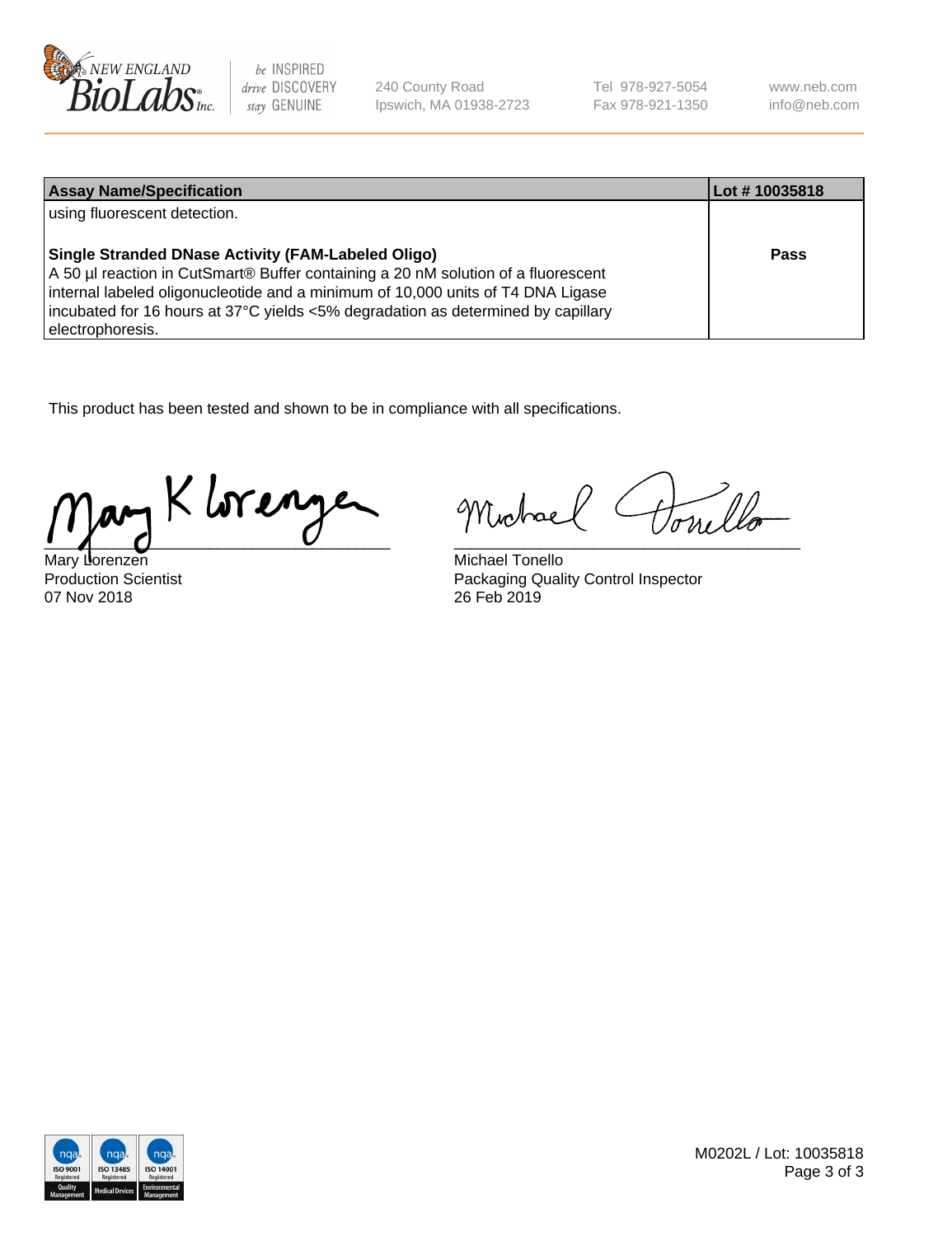| Assay Name/Specification | Lot # 10035818 |
| --- | --- |
| using fluorescent detection. | |
| **Single Stranded DNase Activity (FAM-Labeled Oligo)**<br>A 50 µl reaction in CutSmart® Buffer containing a 20 nM solution of a fluorescent internal labeled oligonucleotide and a minimum of 10,000 units of T4 DNA Ligase incubated for 16 hours at 37°C yields <5% degradation as determined by capillary electrophoresis. | **Pass** |

This product has been tested and shown to be in compliance with all specifications.

Mary Lorenzen
Production Scientist
07 Nov 2018

Michael Tonello
Packaging Quality Control Inspector
26 Feb 2019

M0202L / Lot: 10035818